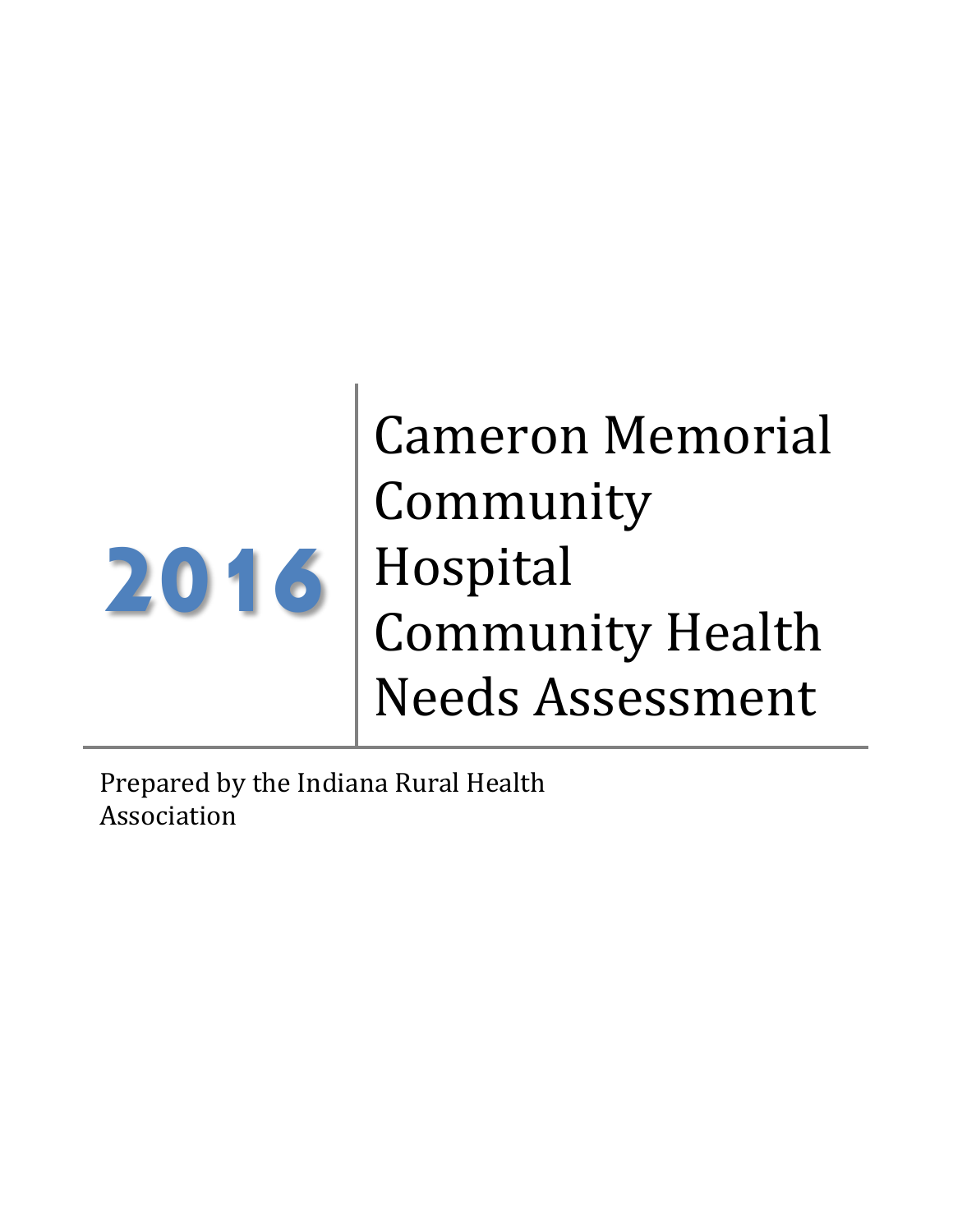# 2016

# Cameron Memorial Community Hospital Community Health Needs Assessment

Prepared by the Indiana Rural Health Association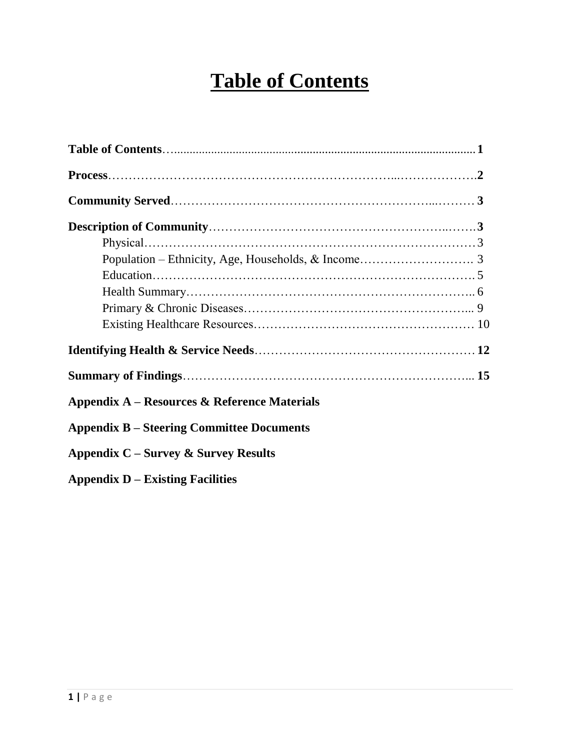# Table of Contents

**Table of Contents** .......... **1**

**Process** .......... **2**

**Community Served** .......... **3**

**Description of Community** .......... **3**

- Physical .......... 3
- Population – Ethnicity, Age, Households, & Income .......... 3
- Education .......... 5
- Health Summary .......... 6
- Primary & Chronic Diseases .......... 9
- Existing Healthcare Resources .......... 10

**Identifying Health & Service Needs** .......... **12**

**Summary of Findings** .......... **15**

**Appendix A – Resources & Reference Materials**

**Appendix B – Steering Committee Documents**

**Appendix C – Survey & Survey Results**

**Appendix D – Existing Facilities**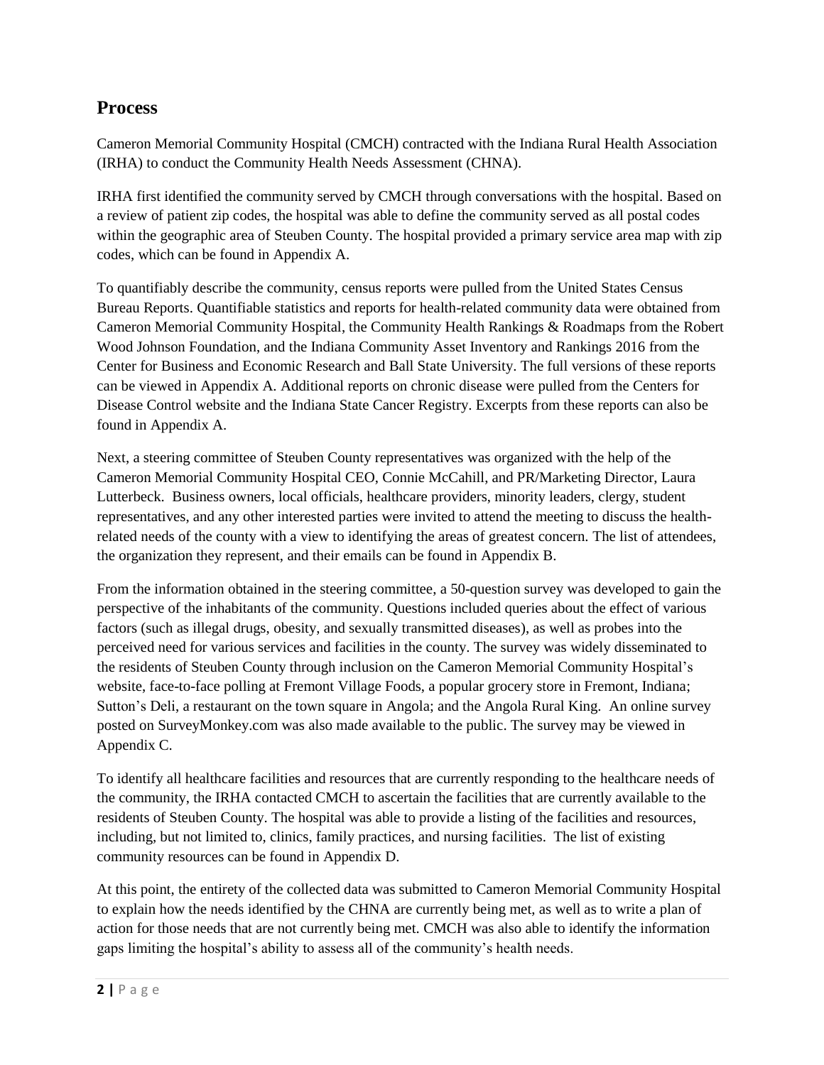## Process

Cameron Memorial Community Hospital (CMCH) contracted with the Indiana Rural Health Association (IRHA) to conduct the Community Health Needs Assessment (CHNA).

IRHA first identified the community served by CMCH through conversations with the hospital. Based on a review of patient zip codes, the hospital was able to define the community served as all postal codes within the geographic area of Steuben County. The hospital provided a primary service area map with zip codes, which can be found in Appendix A.

To quantifiably describe the community, census reports were pulled from the United States Census Bureau Reports. Quantifiable statistics and reports for health-related community data were obtained from Cameron Memorial Community Hospital, the Community Health Rankings & Roadmaps from the Robert Wood Johnson Foundation, and the Indiana Community Asset Inventory and Rankings 2016 from the Center for Business and Economic Research and Ball State University. The full versions of these reports can be viewed in Appendix A. Additional reports on chronic disease were pulled from the Centers for Disease Control website and the Indiana State Cancer Registry. Excerpts from these reports can also be found in Appendix A.

Next, a steering committee of Steuben County representatives was organized with the help of the Cameron Memorial Community Hospital CEO, Connie McCahill, and PR/Marketing Director, Laura Lutterbeck. Business owners, local officials, healthcare providers, minority leaders, clergy, student representatives, and any other interested parties were invited to attend the meeting to discuss the health-related needs of the county with a view to identifying the areas of greatest concern. The list of attendees, the organization they represent, and their emails can be found in Appendix B.

From the information obtained in the steering committee, a 50-question survey was developed to gain the perspective of the inhabitants of the community. Questions included queries about the effect of various factors (such as illegal drugs, obesity, and sexually transmitted diseases), as well as probes into the perceived need for various services and facilities in the county. The survey was widely disseminated to the residents of Steuben County through inclusion on the Cameron Memorial Community Hospital's website, face-to-face polling at Fremont Village Foods, a popular grocery store in Fremont, Indiana; Sutton's Deli, a restaurant on the town square in Angola; and the Angola Rural King. An online survey posted on SurveyMonkey.com was also made available to the public. The survey may be viewed in Appendix C.

To identify all healthcare facilities and resources that are currently responding to the healthcare needs of the community, the IRHA contacted CMCH to ascertain the facilities that are currently available to the residents of Steuben County. The hospital was able to provide a listing of the facilities and resources, including, but not limited to, clinics, family practices, and nursing facilities. The list of existing community resources can be found in Appendix D.

At this point, the entirety of the collected data was submitted to Cameron Memorial Community Hospital to explain how the needs identified by the CHNA are currently being met, as well as to write a plan of action for those needs that are not currently being met. CMCH was also able to identify the information gaps limiting the hospital's ability to assess all of the community's health needs.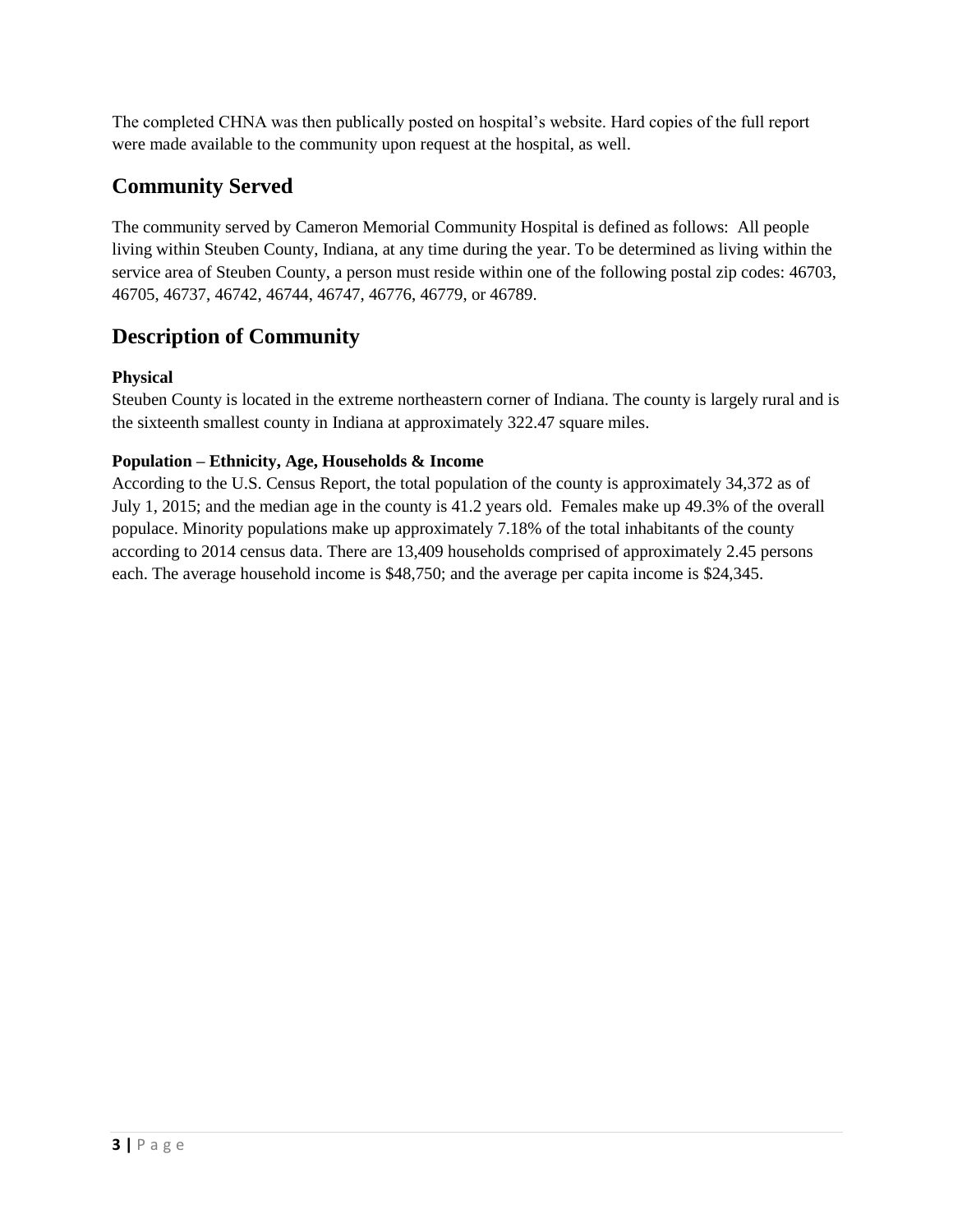The completed CHNA was then publically posted on hospital's website. Hard copies of the full report were made available to the community upon request at the hospital, as well.

## Community Served

The community served by Cameron Memorial Community Hospital is defined as follows: All people living within Steuben County, Indiana, at any time during the year. To be determined as living within the service area of Steuben County, a person must reside within one of the following postal zip codes: 46703, 46705, 46737, 46742, 46744, 46747, 46776, 46779, or 46789.

## Description of Community

### Physical

Steuben County is located in the extreme northeastern corner of Indiana. The county is largely rural and is the sixteenth smallest county in Indiana at approximately 322.47 square miles.

### Population – Ethnicity, Age, Households & Income

According to the U.S. Census Report, the total population of the county is approximately 34,372 as of July 1, 2015; and the median age in the county is 41.2 years old. Females make up 49.3% of the overall populace. Minority populations make up approximately 7.18% of the total inhabitants of the county according to 2014 census data. There are 13,409 households comprised of approximately 2.45 persons each. The average household income is $48,750; and the average per capita income is $24,345.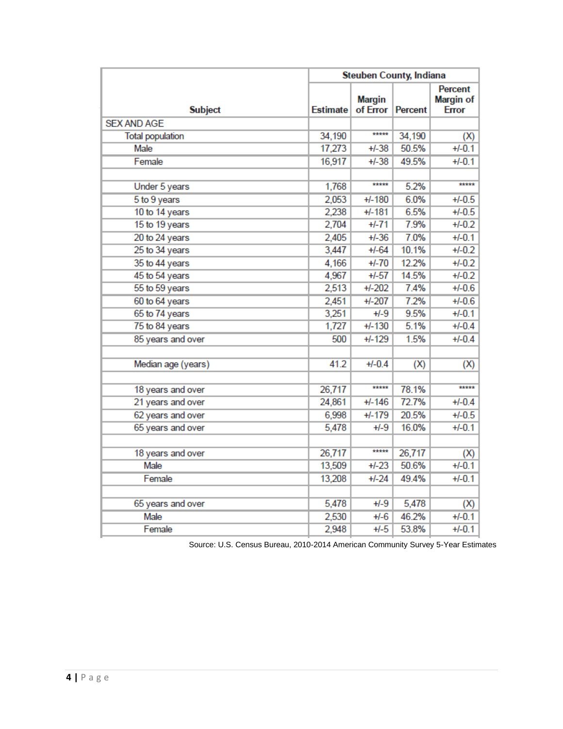| Subject | Steuben County, Indiana | | | |
|---|---|---|---|---|
| | Estimate | Margin of Error | Percent | Percent Margin of Error |
| SEX AND AGE | | | | |
| Total population | 34,190 | ***** | 34,190 | (X) |
| Male | 17,273 | +/-38 | 50.5% | +/-0.1 |
| Female | 16,917 | +/-38 | 49.5% | +/-0.1 |
| | | | | |
| Under 5 years | 1,768 | ***** | 5.2% | ***** |
| 5 to 9 years | 2,053 | +/-180 | 6.0% | +/-0.5 |
| 10 to 14 years | 2,238 | +/-181 | 6.5% | +/-0.5 |
| 15 to 19 years | 2,704 | +/-71 | 7.9% | +/-0.2 |
| 20 to 24 years | 2,405 | +/-36 | 7.0% | +/-0.1 |
| 25 to 34 years | 3,447 | +/-64 | 10.1% | +/-0.2 |
| 35 to 44 years | 4,166 | +/-70 | 12.2% | +/-0.2 |
| 45 to 54 years | 4,967 | +/-57 | 14.5% | +/-0.2 |
| 55 to 59 years | 2,513 | +/-202 | 7.4% | +/-0.6 |
| 60 to 64 years | 2,451 | +/-207 | 7.2% | +/-0.6 |
| 65 to 74 years | 3,251 | +/-9 | 9.5% | +/-0.1 |
| 75 to 84 years | 1,727 | +/-130 | 5.1% | +/-0.4 |
| 85 years and over | 500 | +/-129 | 1.5% | +/-0.4 |
| | | | | |
| Median age (years) | 41.2 | +/-0.4 | (X) | (X) |
| | | | | |
| 18 years and over | 26,717 | ***** | 78.1% | ***** |
| 21 years and over | 24,861 | +/-146 | 72.7% | +/-0.4 |
| 62 years and over | 6,998 | +/-179 | 20.5% | +/-0.5 |
| 65 years and over | 5,478 | +/-9 | 16.0% | +/-0.1 |
| | | | | |
| 18 years and over | 26,717 | ***** | 26,717 | (X) |
| Male | 13,509 | +/-23 | 50.6% | +/-0.1 |
| Female | 13,208 | +/-24 | 49.4% | +/-0.1 |
| | | | | |
| 65 years and over | 5,478 | +/-9 | 5,478 | (X) |
| Male | 2,530 | +/-6 | 46.2% | +/-0.1 |
| Female | 2,948 | +/-5 | 53.8% | +/-0.1 |

Source: U.S. Census Bureau, 2010-2014 American Community Survey 5-Year Estimates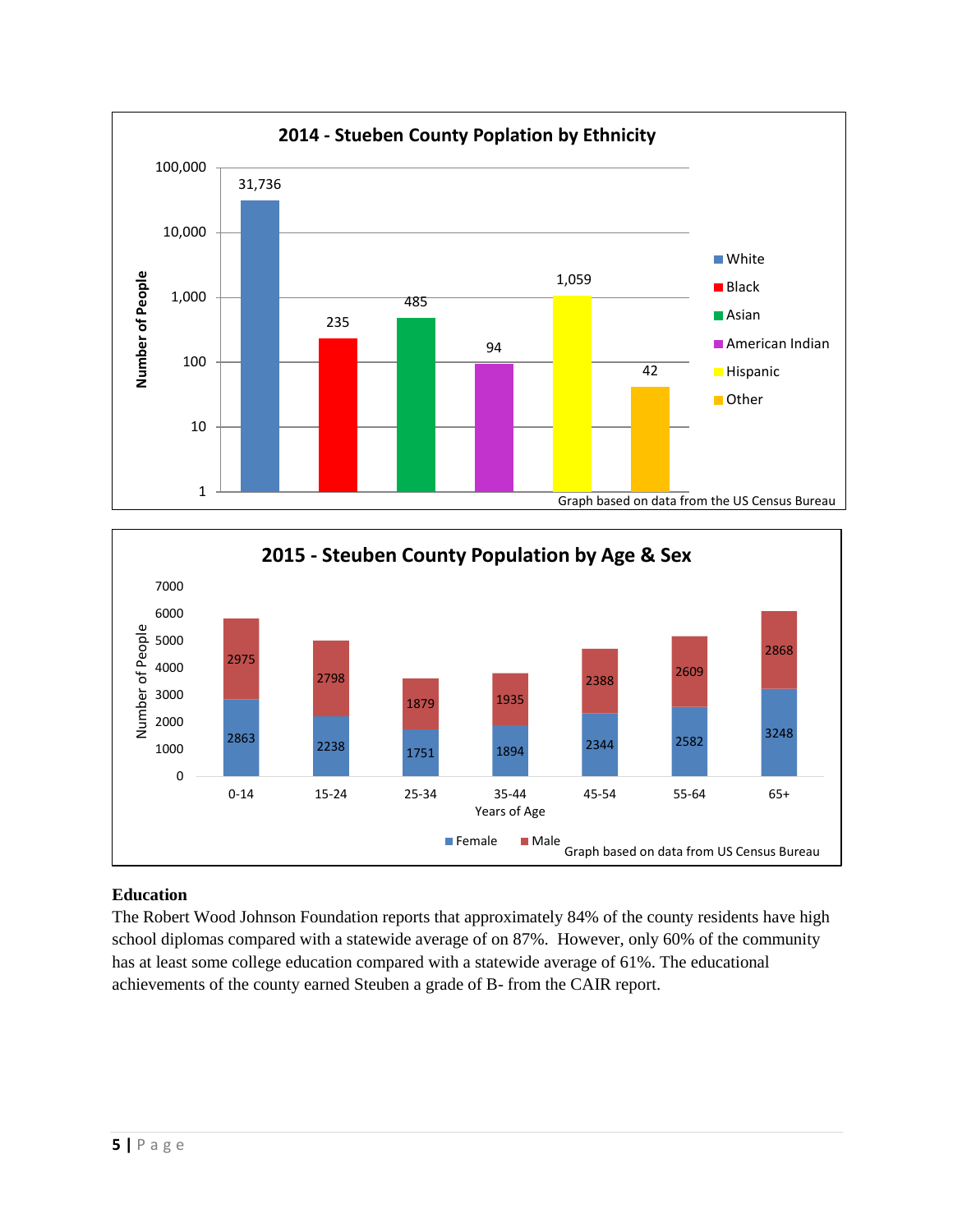**2014 - Stueben County Poplation by Ethnicity**

| Ethnicity | Number of People |
|---|---|
| White | 31,736 |
| Black | 235 |
| Asian | 485 |
| American Indian | 94 |
| Hispanic | 1,059 |
| Other | 42 |

Graph based on data from the US Census Bureau

**2015 - Steuben County Population by Age & Sex**

| Years of Age | Female | Male |
|---|---|---|
| 0-14 | 2863 | 2975 |
| 15-24 | 2238 | 2798 |
| 25-34 | 1751 | 1879 |
| 35-44 | 1894 | 1935 |
| 45-54 | 2344 | 2388 |
| 55-64 | 2582 | 2609 |
| 65+ | 3248 | 2868 |

Graph based on data from US Census Bureau

## Education

The Robert Wood Johnson Foundation reports that approximately 84% of the county residents have high school diplomas compared with a statewide average of on 87%. However, only 60% of the community has at least some college education compared with a statewide average of 61%. The educational achievements of the county earned Steuben a grade of B- from the CAIR report.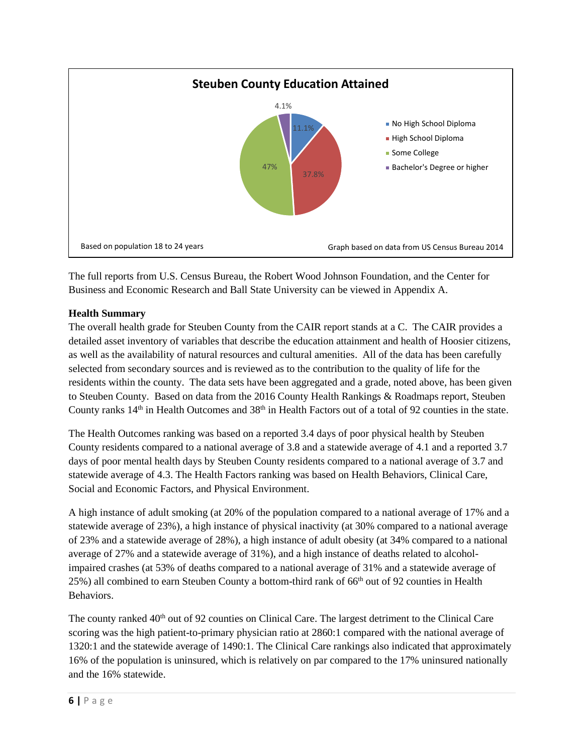**Steuben County Education Attained**

| Category | Percentage |
| --- | --- |
| No High School Diploma | 11.1% |
| High School Diploma | 37.8% |
| Some College | 47% |
| Bachelor's Degree or higher | 4.1% |

Based on population 18 to 24 years

Graph based on data from US Census Bureau 2014

The full reports from U.S. Census Bureau, the Robert Wood Johnson Foundation, and the Center for Business and Economic Research and Ball State University can be viewed in Appendix A.

**Health Summary**

The overall health grade for Steuben County from the CAIR report stands at a C. The CAIR provides a detailed asset inventory of variables that describe the education attainment and health of Hoosier citizens, as well as the availability of natural resources and cultural amenities. All of the data has been carefully selected from secondary sources and is reviewed as to the contribution to the quality of life for the residents within the county. The data sets have been aggregated and a grade, noted above, has been given to Steuben County. Based on data from the 2016 County Health Rankings & Roadmaps report, Steuben County ranks 14th in Health Outcomes and 38th in Health Factors out of a total of 92 counties in the state.

The Health Outcomes ranking was based on a reported 3.4 days of poor physical health by Steuben County residents compared to a national average of 3.8 and a statewide average of 4.1 and a reported 3.7 days of poor mental health days by Steuben County residents compared to a national average of 3.7 and statewide average of 4.3. The Health Factors ranking was based on Health Behaviors, Clinical Care, Social and Economic Factors, and Physical Environment.

A high instance of adult smoking (at 20% of the population compared to a national average of 17% and a statewide average of 23%), a high instance of physical inactivity (at 30% compared to a national average of 23% and a statewide average of 28%), a high instance of adult obesity (at 34% compared to a national average of 27% and a statewide average of 31%), and a high instance of deaths related to alcohol-impaired crashes (at 53% of deaths compared to a national average of 31% and a statewide average of 25%) all combined to earn Steuben County a bottom-third rank of 66th out of 92 counties in Health Behaviors.

The county ranked 40th out of 92 counties on Clinical Care. The largest detriment to the Clinical Care scoring was the high patient-to-primary physician ratio at 2860:1 compared with the national average of 1320:1 and the statewide average of 1490:1. The Clinical Care rankings also indicated that approximately 16% of the population is uninsured, which is relatively on par compared to the 17% uninsured nationally and the 16% statewide.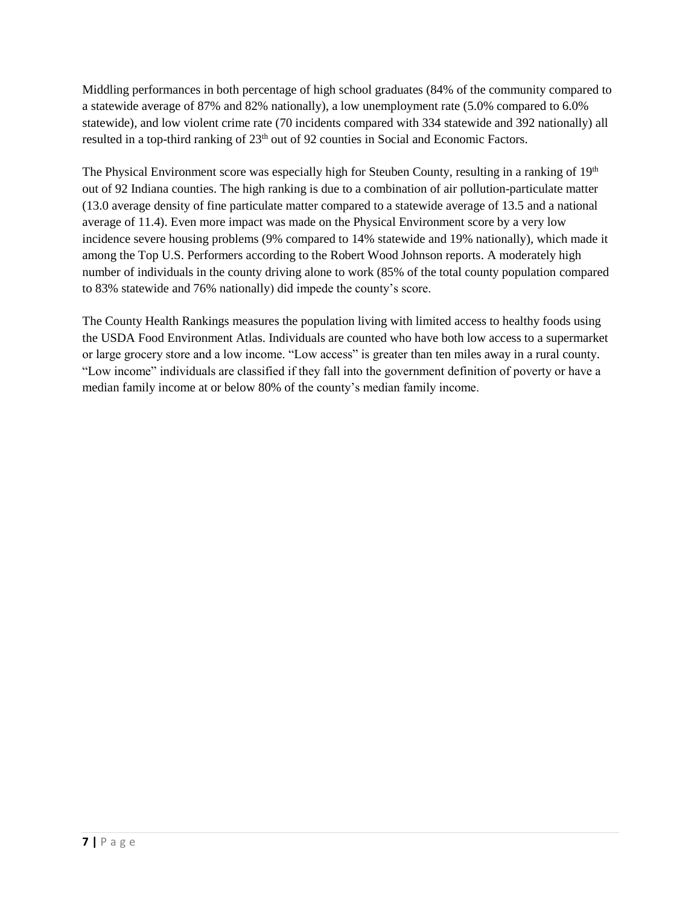Middling performances in both percentage of high school graduates (84% of the community compared to a statewide average of 87% and 82% nationally), a low unemployment rate (5.0% compared to 6.0% statewide), and low violent crime rate (70 incidents compared with 334 statewide and 392 nationally) all resulted in a top-third ranking of 23rd out of 92 counties in Social and Economic Factors.

The Physical Environment score was especially high for Steuben County, resulting in a ranking of 19th out of 92 Indiana counties. The high ranking is due to a combination of air pollution-particulate matter (13.0 average density of fine particulate matter compared to a statewide average of 13.5 and a national average of 11.4). Even more impact was made on the Physical Environment score by a very low incidence severe housing problems (9% compared to 14% statewide and 19% nationally), which made it among the Top U.S. Performers according to the Robert Wood Johnson reports. A moderately high number of individuals in the county driving alone to work (85% of the total county population compared to 83% statewide and 76% nationally) did impede the county's score.

The County Health Rankings measures the population living with limited access to healthy foods using the USDA Food Environment Atlas. Individuals are counted who have both low access to a supermarket or large grocery store and a low income. "Low access" is greater than ten miles away in a rural county. "Low income" individuals are classified if they fall into the government definition of poverty or have a median family income at or below 80% of the county's median family income.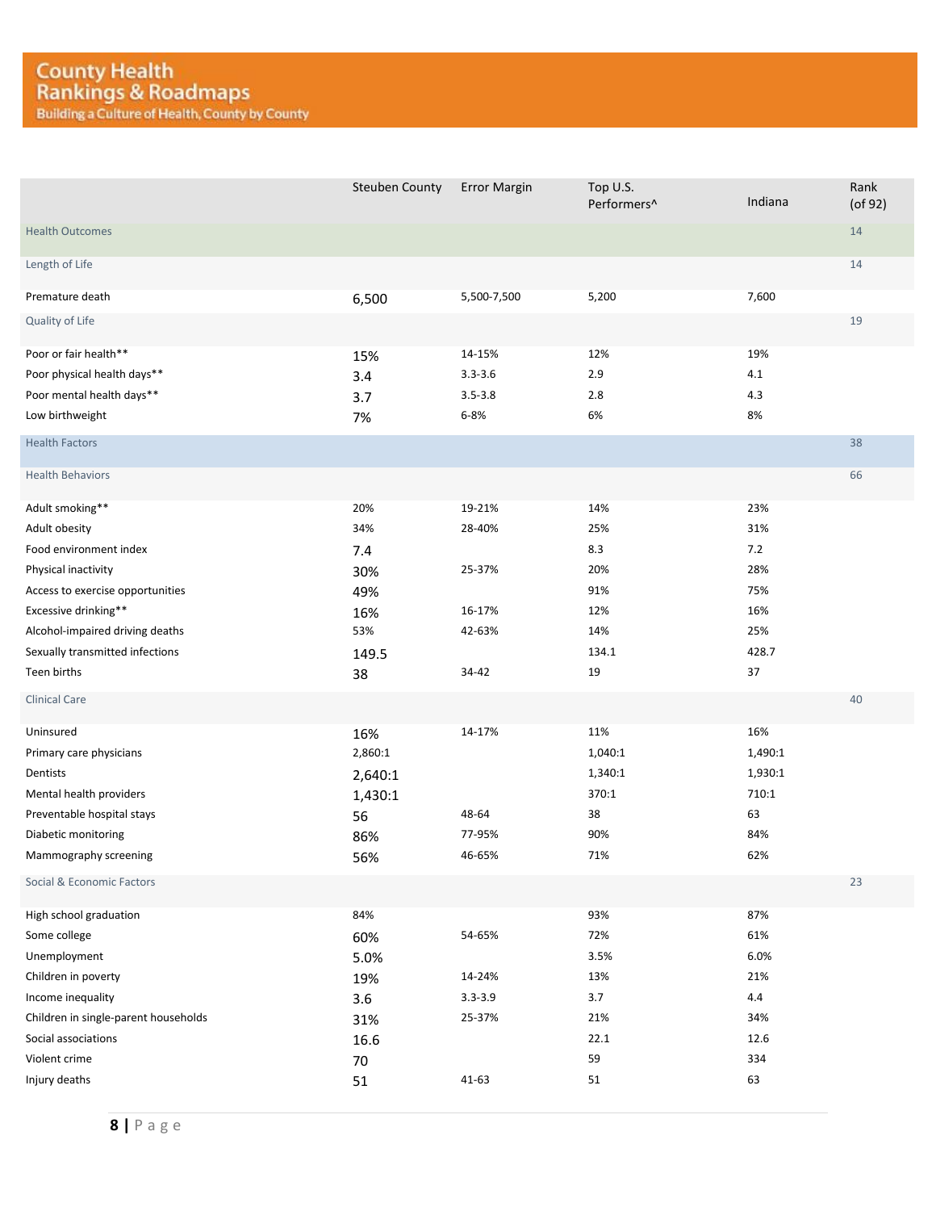# County Health Rankings & Roadmaps

Building a Culture of Health, County by County

| | Steuben County | Error Margin | Top U.S. Performers^ | Indiana | Rank (of 92) |
|---|---|---|---|---|---|
| Health Outcomes | | | | | 14 |
| Length of Life | | | | | 14 |
| Premature death | 6,500 | 5,500-7,500 | 5,200 | 7,600 | |
| Quality of Life | | | | | 19 |
| Poor or fair health** | 15% | 14-15% | 12% | 19% | |
| Poor physical health days** | 3.4 | 3.3-3.6 | 2.9 | 4.1 | |
| Poor mental health days** | 3.7 | 3.5-3.8 | 2.8 | 4.3 | |
| Low birthweight | 7% | 6-8% | 6% | 8% | |
| Health Factors | | | | | 38 |
| Health Behaviors | | | | | 66 |
| Adult smoking** | 20% | 19-21% | 14% | 23% | |
| Adult obesity | 34% | 28-40% | 25% | 31% | |
| Food environment index | 7.4 | | 8.3 | 7.2 | |
| Physical inactivity | 30% | 25-37% | 20% | 28% | |
| Access to exercise opportunities | 49% | | 91% | 75% | |
| Excessive drinking** | 16% | 16-17% | 12% | 16% | |
| Alcohol-impaired driving deaths | 53% | 42-63% | 14% | 25% | |
| Sexually transmitted infections | 149.5 | | 134.1 | 428.7 | |
| Teen births | 38 | 34-42 | 19 | 37 | |
| Clinical Care | | | | | 40 |
| Uninsured | 16% | 14-17% | 11% | 16% | |
| Primary care physicians | 2,860:1 | | 1,040:1 | 1,490:1 | |
| Dentists | 2,640:1 | | 1,340:1 | 1,930:1 | |
| Mental health providers | 1,430:1 | | 370:1 | 710:1 | |
| Preventable hospital stays | 56 | 48-64 | 38 | 63 | |
| Diabetic monitoring | 86% | 77-95% | 90% | 84% | |
| Mammography screening | 56% | 46-65% | 71% | 62% | |
| Social & Economic Factors | | | | | 23 |
| High school graduation | 84% | | 93% | 87% | |
| Some college | 60% | 54-65% | 72% | 61% | |
| Unemployment | 5.0% | | 3.5% | 6.0% | |
| Children in poverty | 19% | 14-24% | 13% | 21% | |
| Income inequality | 3.6 | 3.3-3.9 | 3.7 | 4.4 | |
| Children in single-parent households | 31% | 25-37% | 21% | 34% | |
| Social associations | 16.6 | | 22.1 | 12.6 | |
| Violent crime | 70 | | 59 | 334 | |
| Injury deaths | 51 | 41-63 | 51 | 63 | |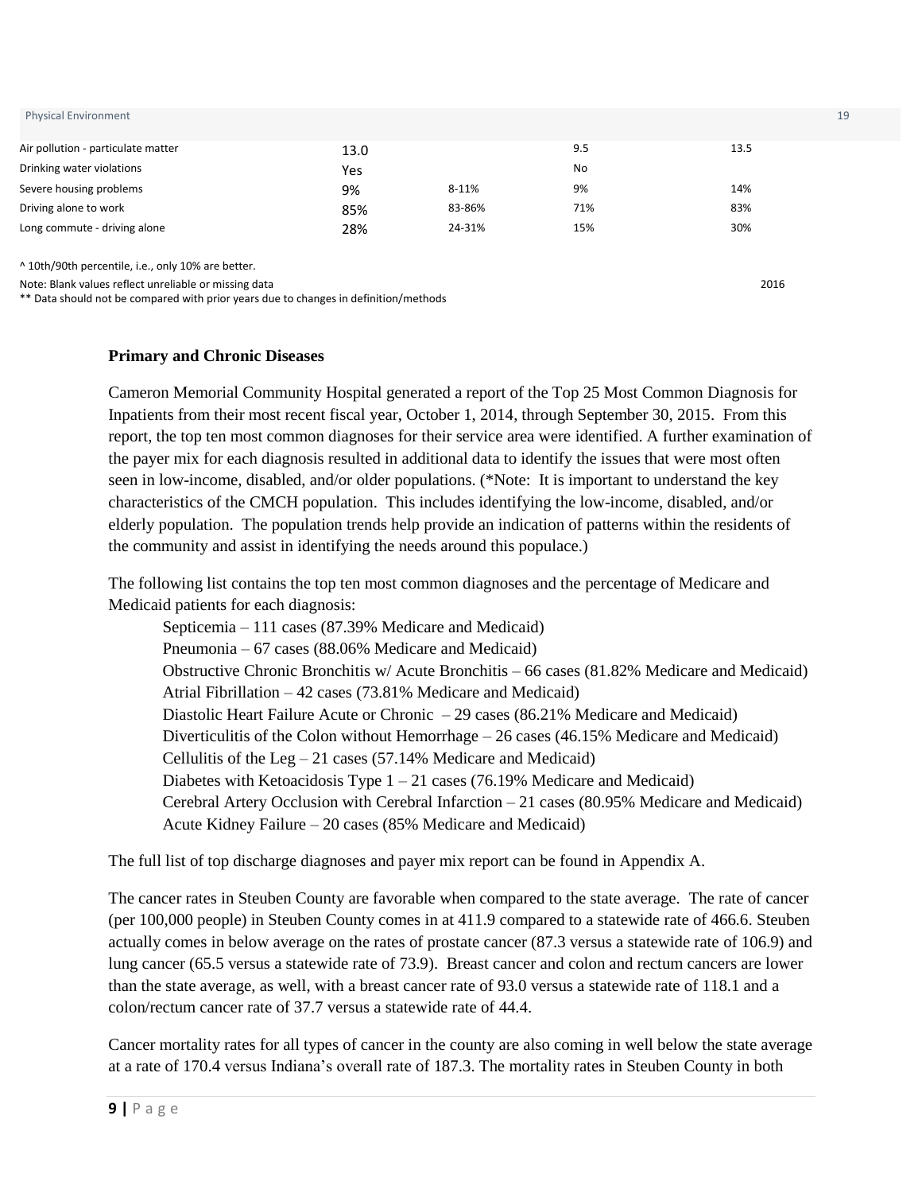| Physical Environment | | | | |
| --- | --- | --- | --- | --- |
| Air pollution - particulate matter | 13.0 | | 9.5 | 13.5 |
| Drinking water violations | Yes | | No | |
| Severe housing problems | 9% | 8-11% | 9% | 14% |
| Driving alone to work | 85% | 83-86% | 71% | 83% |
| Long commute - driving alone | 28% | 24-31% | 15% | 30% |

^ 10th/90th percentile, i.e., only 10% are better.

Note: Blank values reflect unreliable or missing data

2016

** Data should not be compared with prior years due to changes in definition/methods

**Primary and Chronic Diseases**

Cameron Memorial Community Hospital generated a report of the Top 25 Most Common Diagnosis for Inpatients from their most recent fiscal year, October 1, 2014, through September 30, 2015. From this report, the top ten most common diagnoses for their service area were identified. A further examination of the payer mix for each diagnosis resulted in additional data to identify the issues that were most often seen in low-income, disabled, and/or older populations. (*Note: It is important to understand the key characteristics of the CMCH population. This includes identifying the low-income, disabled, and/or elderly population. The population trends help provide an indication of patterns within the residents of the community and assist in identifying the needs around this populace.)

The following list contains the top ten most common diagnoses and the percentage of Medicare and Medicaid patients for each diagnosis:

- Septicemia – 111 cases (87.39% Medicare and Medicaid)
- Pneumonia – 67 cases (88.06% Medicare and Medicaid)
- Obstructive Chronic Bronchitis w/ Acute Bronchitis – 66 cases (81.82% Medicare and Medicaid)
- Atrial Fibrillation – 42 cases (73.81% Medicare and Medicaid)
- Diastolic Heart Failure Acute or Chronic – 29 cases (86.21% Medicare and Medicaid)
- Diverticulitis of the Colon without Hemorrhage – 26 cases (46.15% Medicare and Medicaid)
- Cellulitis of the Leg – 21 cases (57.14% Medicare and Medicaid)
- Diabetes with Ketoacidosis Type 1 – 21 cases (76.19% Medicare and Medicaid)
- Cerebral Artery Occlusion with Cerebral Infarction – 21 cases (80.95% Medicare and Medicaid)
- Acute Kidney Failure – 20 cases (85% Medicare and Medicaid)

The full list of top discharge diagnoses and payer mix report can be found in Appendix A.

The cancer rates in Steuben County are favorable when compared to the state average. The rate of cancer (per 100,000 people) in Steuben County comes in at 411.9 compared to a statewide rate of 466.6. Steuben actually comes in below average on the rates of prostate cancer (87.3 versus a statewide rate of 106.9) and lung cancer (65.5 versus a statewide rate of 73.9). Breast cancer and colon and rectum cancers are lower than the state average, as well, with a breast cancer rate of 93.0 versus a statewide rate of 118.1 and a colon/rectum cancer rate of 37.7 versus a statewide rate of 44.4.

Cancer mortality rates for all types of cancer in the county are also coming in well below the state average at a rate of 170.4 versus Indiana's overall rate of 187.3. The mortality rates in Steuben County in both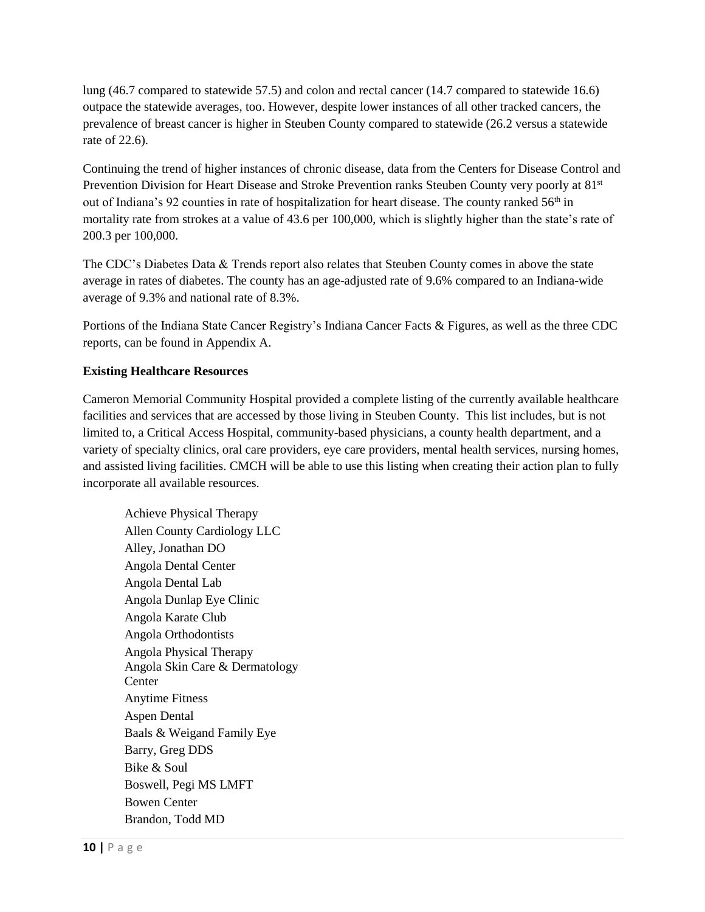lung (46.7 compared to statewide 57.5) and colon and rectal cancer (14.7 compared to statewide 16.6) outpace the statewide averages, too. However, despite lower instances of all other tracked cancers, the prevalence of breast cancer is higher in Steuben County compared to statewide (26.2 versus a statewide rate of 22.6).

Continuing the trend of higher instances of chronic disease, data from the Centers for Disease Control and Prevention Division for Heart Disease and Stroke Prevention ranks Steuben County very poorly at 81st out of Indiana's 92 counties in rate of hospitalization for heart disease. The county ranked 56th in mortality rate from strokes at a value of 43.6 per 100,000, which is slightly higher than the state's rate of 200.3 per 100,000.

The CDC's Diabetes Data & Trends report also relates that Steuben County comes in above the state average in rates of diabetes. The county has an age-adjusted rate of 9.6% compared to an Indiana-wide average of 9.3% and national rate of 8.3%.

Portions of the Indiana State Cancer Registry's Indiana Cancer Facts & Figures, as well as the three CDC reports, can be found in Appendix A.

**Existing Healthcare Resources**

Cameron Memorial Community Hospital provided a complete listing of the currently available healthcare facilities and services that are accessed by those living in Steuben County. This list includes, but is not limited to, a Critical Access Hospital, community-based physicians, a county health department, and a variety of specialty clinics, oral care providers, eye care providers, mental health services, nursing homes, and assisted living facilities. CMCH will be able to use this listing when creating their action plan to fully incorporate all available resources.

Achieve Physical Therapy
Allen County Cardiology LLC
Alley, Jonathan DO
Angola Dental Center
Angola Dental Lab
Angola Dunlap Eye Clinic
Angola Karate Club
Angola Orthodontists
Angola Physical Therapy
Angola Skin Care & Dermatology Center
Anytime Fitness
Aspen Dental
Baals & Weigand Family Eye
Barry, Greg DDS
Bike & Soul
Boswell, Pegi MS LMFT
Bowen Center
Brandon, Todd MD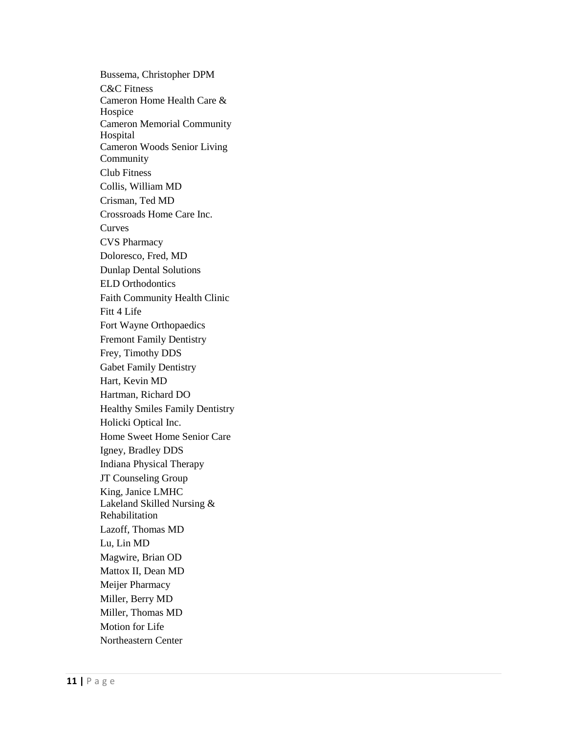Bussema, Christopher DPM

C&C Fitness

Cameron Home Health Care & Hospice

Cameron Memorial Community Hospital

Cameron Woods Senior Living Community

Club Fitness

Collis, William MD

Crisman, Ted MD

Crossroads Home Care Inc.

Curves

CVS Pharmacy

Doloresco, Fred, MD

Dunlap Dental Solutions

ELD Orthodontics

Faith Community Health Clinic

Fitt 4 Life

Fort Wayne Orthopaedics

Fremont Family Dentistry

Frey, Timothy DDS

Gabet Family Dentistry

Hart, Kevin MD

Hartman, Richard DO

Healthy Smiles Family Dentistry

Holicki Optical Inc.

Home Sweet Home Senior Care

Igney, Bradley DDS

Indiana Physical Therapy

JT Counseling Group

King, Janice LMHC

Lakeland Skilled Nursing & Rehabilitation

Lazoff, Thomas MD

Lu, Lin MD

Magwire, Brian OD

Mattox II, Dean MD

Meijer Pharmacy

Miller, Berry MD

Miller, Thomas MD

Motion for Life

Northeastern Center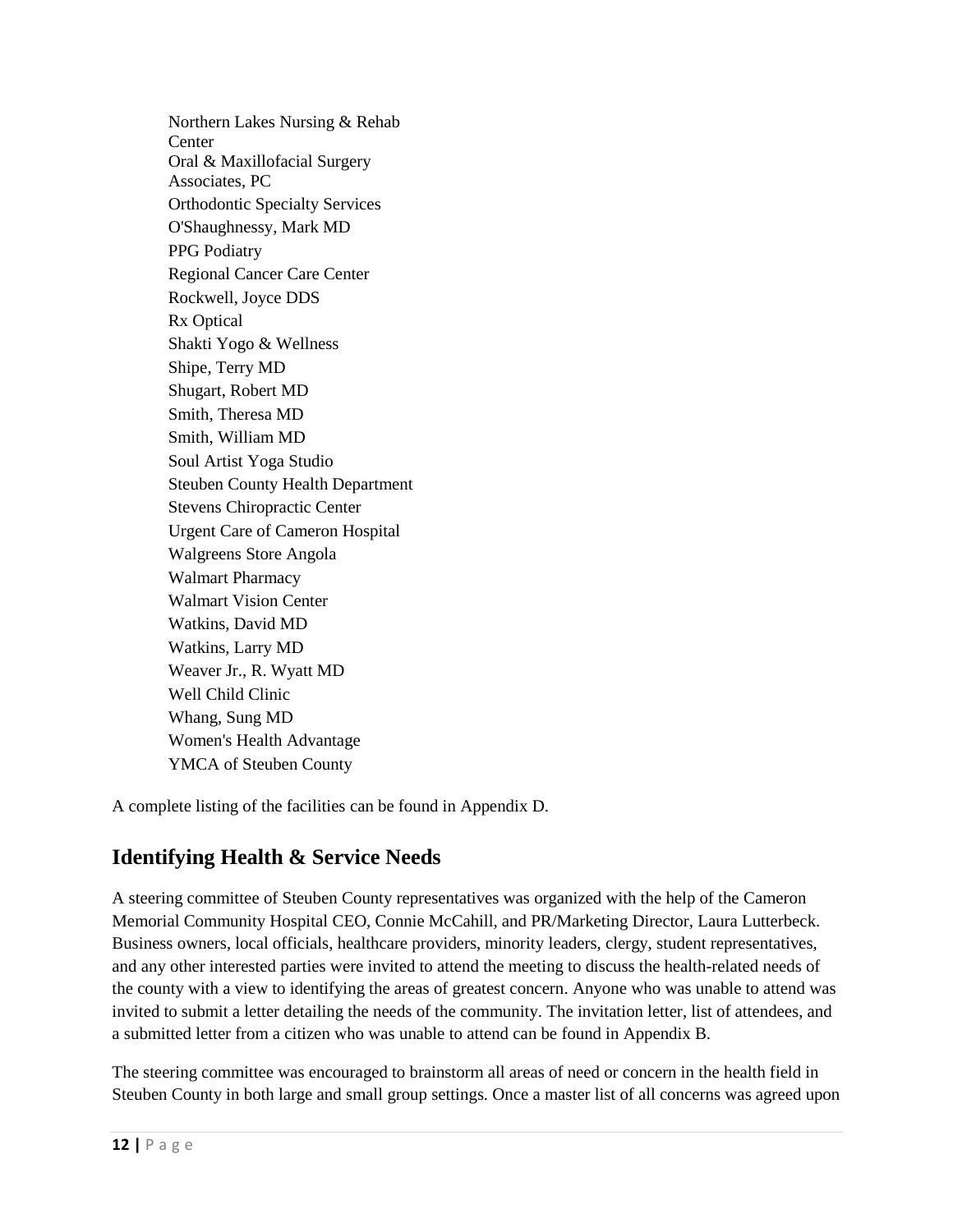Northern Lakes Nursing & Rehab Center
Oral & Maxillofacial Surgery Associates, PC
Orthodontic Specialty Services
O'Shaughnessy, Mark MD
PPG Podiatry
Regional Cancer Care Center
Rockwell, Joyce DDS
Rx Optical
Shakti Yogo & Wellness
Shipe, Terry MD
Shugart, Robert MD
Smith, Theresa MD
Smith, William MD
Soul Artist Yoga Studio
Steuben County Health Department
Stevens Chiropractic Center
Urgent Care of Cameron Hospital
Walgreens Store Angola
Walmart Pharmacy
Walmart Vision Center
Watkins, David MD
Watkins, Larry MD
Weaver Jr., R. Wyatt MD
Well Child Clinic
Whang, Sung MD
Women's Health Advantage
YMCA of Steuben County

A complete listing of the facilities can be found in Appendix D.

## Identifying Health & Service Needs

A steering committee of Steuben County representatives was organized with the help of the Cameron Memorial Community Hospital CEO, Connie McCahill, and PR/Marketing Director, Laura Lutterbeck. Business owners, local officials, healthcare providers, minority leaders, clergy, student representatives, and any other interested parties were invited to attend the meeting to discuss the health-related needs of the county with a view to identifying the areas of greatest concern. Anyone who was unable to attend was invited to submit a letter detailing the needs of the community. The invitation letter, list of attendees, and a submitted letter from a citizen who was unable to attend can be found in Appendix B.

The steering committee was encouraged to brainstorm all areas of need or concern in the health field in Steuben County in both large and small group settings. Once a master list of all concerns was agreed upon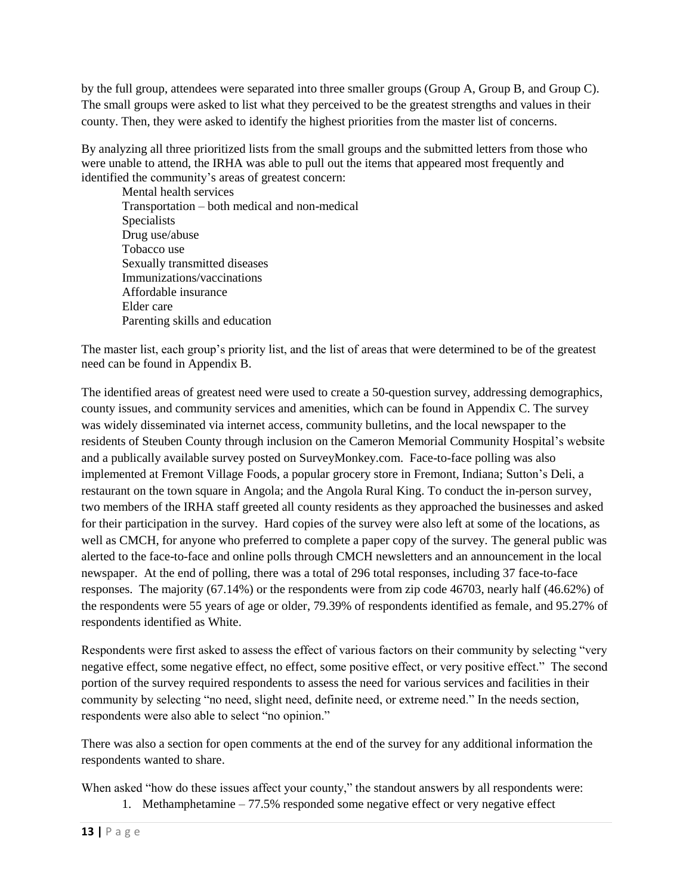by the full group, attendees were separated into three smaller groups (Group A, Group B, and Group C). The small groups were asked to list what they perceived to be the greatest strengths and values in their county. Then, they were asked to identify the highest priorities from the master list of concerns.

By analyzing all three prioritized lists from the small groups and the submitted letters from those who were unable to attend, the IRHA was able to pull out the items that appeared most frequently and identified the community's areas of greatest concern:

Mental health services  
Transportation – both medical and non-medical  
Specialists  
Drug use/abuse  
Tobacco use  
Sexually transmitted diseases  
Immunizations/vaccinations  
Affordable insurance  
Elder care  
Parenting skills and education

The master list, each group's priority list, and the list of areas that were determined to be of the greatest need can be found in Appendix B.

The identified areas of greatest need were used to create a 50-question survey, addressing demographics, county issues, and community services and amenities, which can be found in Appendix C. The survey was widely disseminated via internet access, community bulletins, and the local newspaper to the residents of Steuben County through inclusion on the Cameron Memorial Community Hospital's website and a publically available survey posted on SurveyMonkey.com. Face-to-face polling was also implemented at Fremont Village Foods, a popular grocery store in Fremont, Indiana; Sutton's Deli, a restaurant on the town square in Angola; and the Angola Rural King. To conduct the in-person survey, two members of the IRHA staff greeted all county residents as they approached the businesses and asked for their participation in the survey. Hard copies of the survey were also left at some of the locations, as well as CMCH, for anyone who preferred to complete a paper copy of the survey. The general public was alerted to the face-to-face and online polls through CMCH newsletters and an announcement in the local newspaper. At the end of polling, there was a total of 296 total responses, including 37 face-to-face responses. The majority (67.14%) or the respondents were from zip code 46703, nearly half (46.62%) of the respondents were 55 years of age or older, 79.39% of respondents identified as female, and 95.27% of respondents identified as White.

Respondents were first asked to assess the effect of various factors on their community by selecting "very negative effect, some negative effect, no effect, some positive effect, or very positive effect." The second portion of the survey required respondents to assess the need for various services and facilities in their community by selecting "no need, slight need, definite need, or extreme need." In the needs section, respondents were also able to select "no opinion."

There was also a section for open comments at the end of the survey for any additional information the respondents wanted to share.

When asked "how do these issues affect your county," the standout answers by all respondents were:

1. Methamphetamine – 77.5% responded some negative effect or very negative effect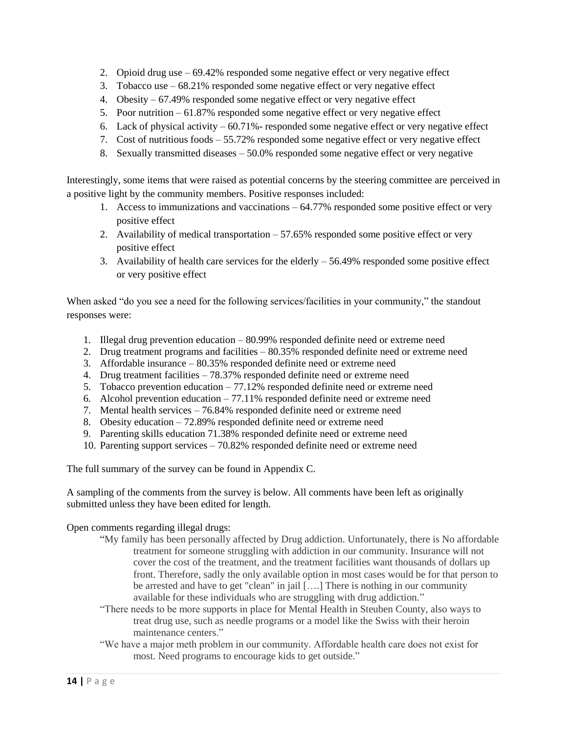2. Opioid drug use – 69.42% responded some negative effect or very negative effect
3. Tobacco use – 68.21% responded some negative effect or very negative effect
4. Obesity – 67.49% responded some negative effect or very negative effect
5. Poor nutrition – 61.87% responded some negative effect or very negative effect
6. Lack of physical activity – 60.71%- responded some negative effect or very negative effect
7. Cost of nutritious foods – 55.72% responded some negative effect or very negative effect
8. Sexually transmitted diseases – 50.0% responded some negative effect or very negative

Interestingly, some items that were raised as potential concerns by the steering committee are perceived in a positive light by the community members. Positive responses included:

1. Access to immunizations and vaccinations – 64.77% responded some positive effect or very positive effect
2. Availability of medical transportation – 57.65% responded some positive effect or very positive effect
3. Availability of health care services for the elderly – 56.49% responded some positive effect or very positive effect

When asked "do you see a need for the following services/facilities in your community," the standout responses were:

1. Illegal drug prevention education – 80.99% responded definite need or extreme need
2. Drug treatment programs and facilities – 80.35% responded definite need or extreme need
3. Affordable insurance – 80.35% responded definite need or extreme need
4. Drug treatment facilities – 78.37% responded definite need or extreme need
5. Tobacco prevention education – 77.12% responded definite need or extreme need
6. Alcohol prevention education – 77.11% responded definite need or extreme need
7. Mental health services – 76.84% responded definite need or extreme need
8. Obesity education – 72.89% responded definite need or extreme need
9. Parenting skills education 71.38% responded definite need or extreme need
10. Parenting support services – 70.82% responded definite need or extreme need

The full summary of the survey can be found in Appendix C.

A sampling of the comments from the survey is below. All comments have been left as originally submitted unless they have been edited for length.

Open comments regarding illegal drugs:

> "My family has been personally affected by Drug addiction. Unfortunately, there is No affordable treatment for someone struggling with addiction in our community. Insurance will not cover the cost of the treatment, and the treatment facilities want thousands of dollars up front. Therefore, sadly the only available option in most cases would be for that person to be arrested and have to get "clean" in jail [….] There is nothing in our community available for these individuals who are struggling with drug addiction."

> "There needs to be more supports in place for Mental Health in Steuben County, also ways to treat drug use, such as needle programs or a model like the Swiss with their heroin maintenance centers."

> "We have a major meth problem in our community. Affordable health care does not exist for most. Need programs to encourage kids to get outside."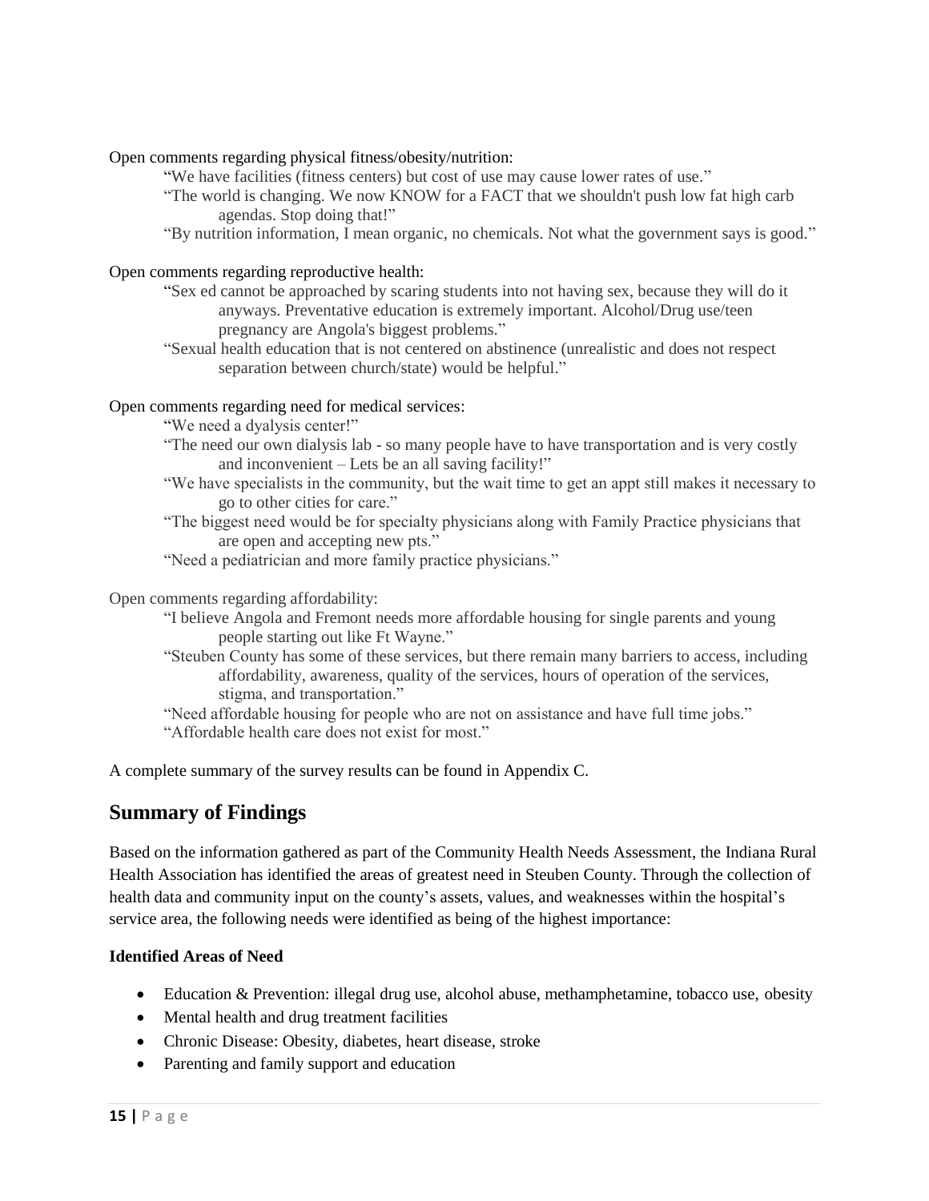Open comments regarding physical fitness/obesity/nutrition:

> "We have facilities (fitness centers) but cost of use may cause lower rates of use."
>
> "The world is changing. We now KNOW for a FACT that we shouldn't push low fat high carb agendas. Stop doing that!"
>
> "By nutrition information, I mean organic, no chemicals. Not what the government says is good."

Open comments regarding reproductive health:

> "Sex ed cannot be approached by scaring students into not having sex, because they will do it anyways. Preventative education is extremely important. Alcohol/Drug use/teen pregnancy are Angola's biggest problems."
>
> "Sexual health education that is not centered on abstinence (unrealistic and does not respect separation between church/state) would be helpful."

Open comments regarding need for medical services:

> "We need a dyalysis center!"
>
> "The need our own dialysis lab - so many people have to have transportation and is very costly and inconvenient – Lets be an all saving facility!"
>
> "We have specialists in the community, but the wait time to get an appt still makes it necessary to go to other cities for care."
>
> "The biggest need would be for specialty physicians along with Family Practice physicians that are open and accepting new pts."
>
> "Need a pediatrician and more family practice physicians."

Open comments regarding affordability:

> "I believe Angola and Fremont needs more affordable housing for single parents and young people starting out like Ft Wayne."
>
> "Steuben County has some of these services, but there remain many barriers to access, including affordability, awareness, quality of the services, hours of operation of the services, stigma, and transportation."
>
> "Need affordable housing for people who are not on assistance and have full time jobs."
>
> "Affordable health care does not exist for most."

A complete summary of the survey results can be found in Appendix C.

## Summary of Findings

Based on the information gathered as part of the Community Health Needs Assessment, the Indiana Rural Health Association has identified the areas of greatest need in Steuben County. Through the collection of health data and community input on the county's assets, values, and weaknesses within the hospital's service area, the following needs were identified as being of the highest importance:

**Identified Areas of Need**

- Education & Prevention: illegal drug use, alcohol abuse, methamphetamine, tobacco use, obesity
- Mental health and drug treatment facilities
- Chronic Disease: Obesity, diabetes, heart disease, stroke
- Parenting and family support and education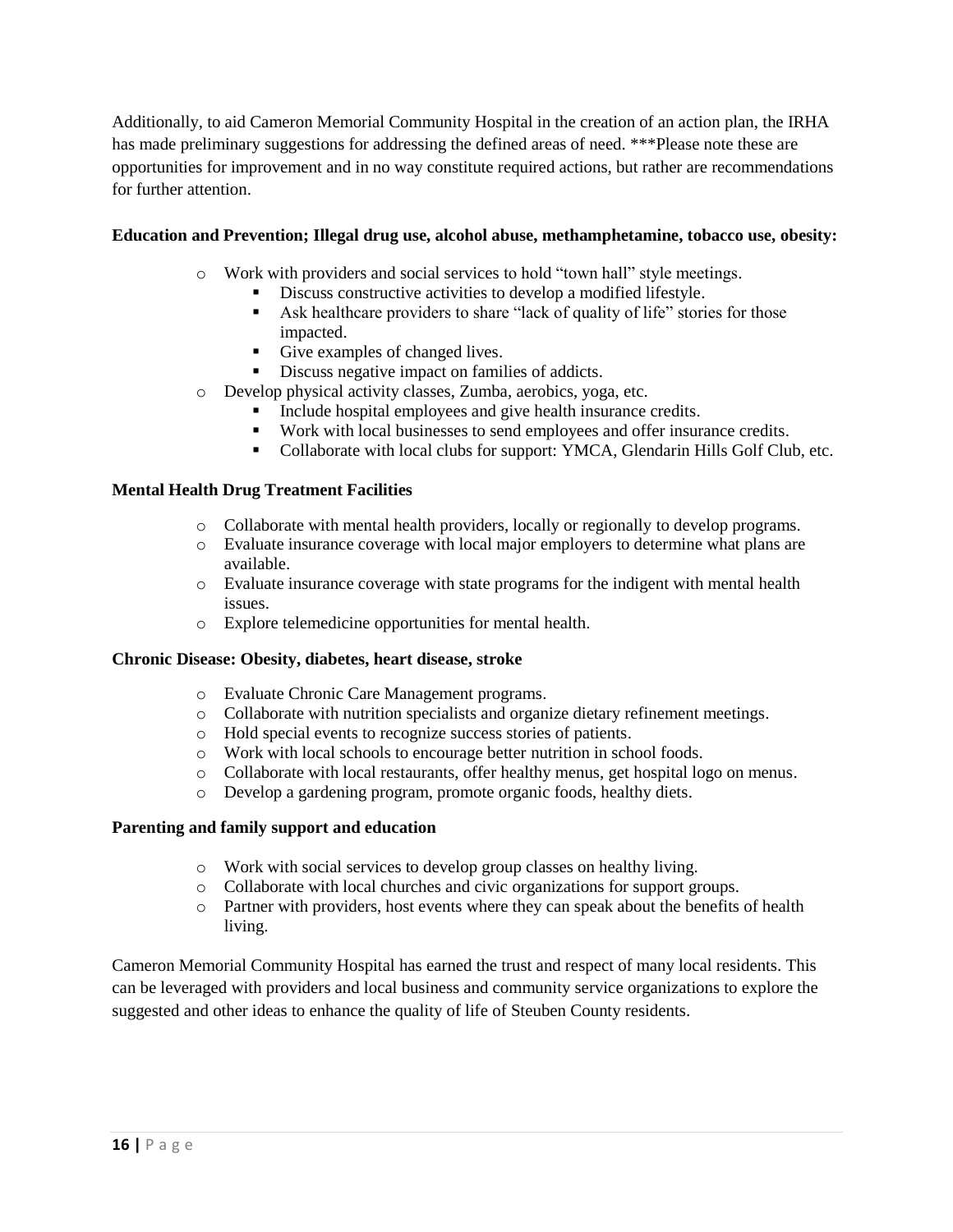Additionally, to aid Cameron Memorial Community Hospital in the creation of an action plan, the IRHA has made preliminary suggestions for addressing the defined areas of need. ***Please note these are opportunities for improvement and in no way constitute required actions, but rather are recommendations for further attention.

**Education and Prevention; Illegal drug use, alcohol abuse, methamphetamine, tobacco use, obesity:**

- Work with providers and social services to hold "town hall" style meetings.
  - Discuss constructive activities to develop a modified lifestyle.
  - Ask healthcare providers to share "lack of quality of life" stories for those impacted.
  - Give examples of changed lives.
  - Discuss negative impact on families of addicts.
- Develop physical activity classes, Zumba, aerobics, yoga, etc.
  - Include hospital employees and give health insurance credits.
  - Work with local businesses to send employees and offer insurance credits.
  - Collaborate with local clubs for support: YMCA, Glendarin Hills Golf Club, etc.

**Mental Health Drug Treatment Facilities**

- Collaborate with mental health providers, locally or regionally to develop programs.
- Evaluate insurance coverage with local major employers to determine what plans are available.
- Evaluate insurance coverage with state programs for the indigent with mental health issues.
- Explore telemedicine opportunities for mental health.

**Chronic Disease: Obesity, diabetes, heart disease, stroke**

- Evaluate Chronic Care Management programs.
- Collaborate with nutrition specialists and organize dietary refinement meetings.
- Hold special events to recognize success stories of patients.
- Work with local schools to encourage better nutrition in school foods.
- Collaborate with local restaurants, offer healthy menus, get hospital logo on menus.
- Develop a gardening program, promote organic foods, healthy diets.

**Parenting and family support and education**

- Work with social services to develop group classes on healthy living.
- Collaborate with local churches and civic organizations for support groups.
- Partner with providers, host events where they can speak about the benefits of health living.

Cameron Memorial Community Hospital has earned the trust and respect of many local residents. This can be leveraged with providers and local business and community service organizations to explore the suggested and other ideas to enhance the quality of life of Steuben County residents.